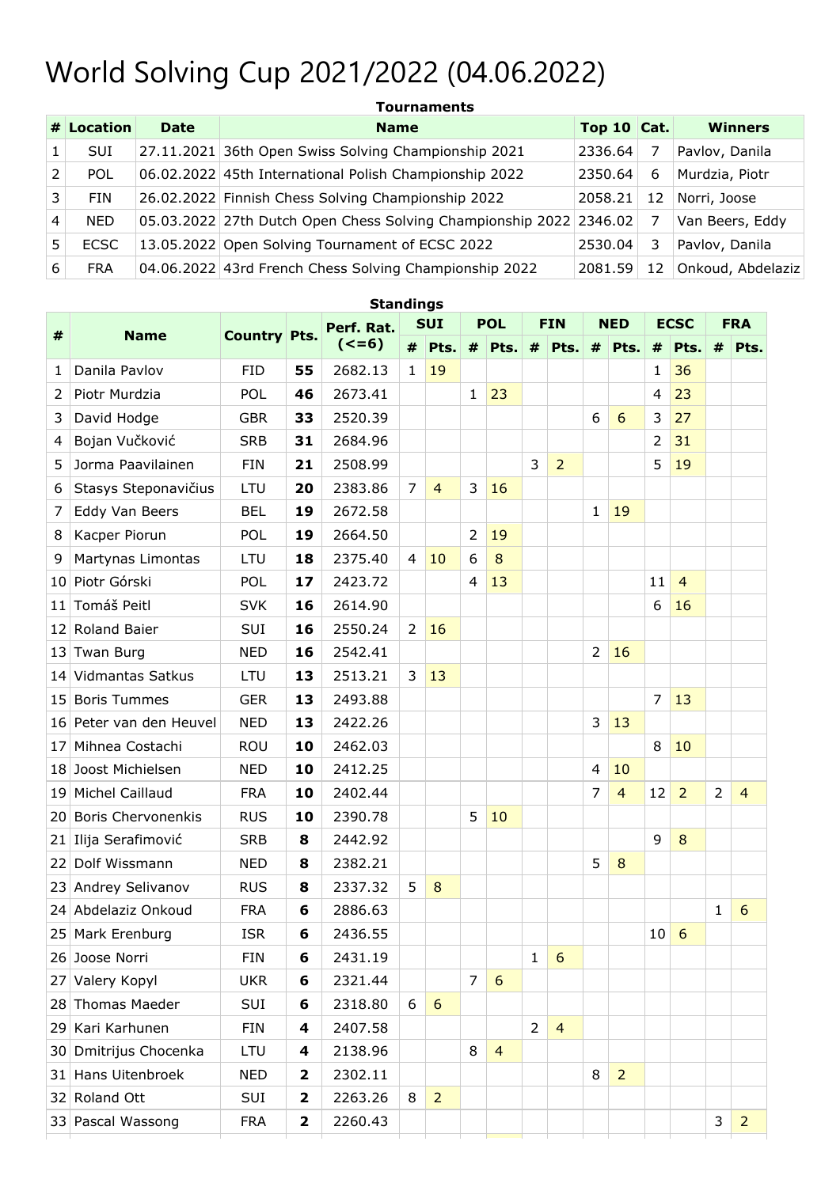# World Solving Cup 2021/2022 (04.06.2022)

**Tournaments**

| # | Location | Date | Name | Top 10 | Cat. | Winners |
|---|---|---|---|---|---|---|
| 1 | SUI | 27.11.2021 | 36th Open Swiss Solving Championship 2021 | 2336.64 | 7 | Pavlov, Danila |
| 2 | POL | 06.02.2022 | 45th International Polish Championship 2022 | 2350.64 | 6 | Murdzia, Piotr |
| 3 | FIN | 26.02.2022 | Finnish Chess Solving Championship 2022 | 2058.21 | 12 | Norri, Joose |
| 4 | NED | 05.03.2022 | 27th Dutch Open Chess Solving Championship 2022 | 2346.02 | 7 | Van Beers, Eddy |
| 5 | ECSC | 13.05.2022 | Open Solving Tournament of ECSC 2022 | 2530.04 | 3 | Pavlov, Danila |
| 6 | FRA | 04.06.2022 | 43rd French Chess Solving Championship 2022 | 2081.59 | 12 | Onkoud, Abdelaziz |

**Standings**

| # | Name | Country | Pts. | Perf. Rat. (<=6) | SUI | | POL | | FIN | | NED | | ECSC | | FRA | |
|---|---|---|---|---|---|---|---|---|---|---|---|---|---|---|---|---|
| | | | | | # | Pts. | # | Pts. | # | Pts. | # | Pts. | # | Pts. | # | Pts. |
| 1 | Danila Pavlov | FID | **55** | 2682.13 | 1 | 19 | | | | | | | 1 | 36 | | |
| 2 | Piotr Murdzia | POL | **46** | 2673.41 | | | 1 | 23 | | | | | 4 | 23 | | |
| 3 | David Hodge | GBR | **33** | 2520.39 | | | | | | | 6 | 6 | 3 | 27 | | |
| 4 | Bojan Vučković | SRB | **31** | 2684.96 | | | | | | | | | 2 | 31 | | |
| 5 | Jorma Paavilainen | FIN | **21** | 2508.99 | | | | | 3 | 2 | | | 5 | 19 | | |
| 6 | Stasys Steponavičius | LTU | **20** | 2383.86 | 7 | 4 | 3 | 16 | | | | | | | | |
| 7 | Eddy Van Beers | BEL | **19** | 2672.58 | | | | | | | 1 | 19 | | | | |
| 8 | Kacper Piorun | POL | **19** | 2664.50 | | | 2 | 19 | | | | | | | | |
| 9 | Martynas Limontas | LTU | **18** | 2375.40 | 4 | 10 | 6 | 8 | | | | | | | | |
| 10 | Piotr Górski | POL | **17** | 2423.72 | | | 4 | 13 | | | | | 11 | 4 | | |
| 11 | Tomáš Peitl | SVK | **16** | 2614.90 | | | | | | | | | 6 | 16 | | |
| 12 | Roland Baier | SUI | **16** | 2550.24 | 2 | 16 | | | | | | | | | | |
| 13 | Twan Burg | NED | **16** | 2542.41 | | | | | | | 2 | 16 | | | | |
| 14 | Vidmantas Satkus | LTU | **13** | 2513.21 | 3 | 13 | | | | | | | | | | |
| 15 | Boris Tummes | GER | **13** | 2493.88 | | | | | | | | | 7 | 13 | | |
| 16 | Peter van den Heuvel | NED | **13** | 2422.26 | | | | | | | 3 | 13 | | | | |
| 17 | Mihnea Costachi | ROU | **10** | 2462.03 | | | | | | | | | 8 | 10 | | |
| 18 | Joost Michielsen | NED | **10** | 2412.25 | | | | | | | 4 | 10 | | | | |
| 19 | Michel Caillaud | FRA | **10** | 2402.44 | | | | | | | 7 | 4 | 12 | 2 | 2 | 4 |
| 20 | Boris Chervonenkis | RUS | **10** | 2390.78 | | | 5 | 10 | | | | | | | | |
| 21 | Ilija Serafimović | SRB | **8** | 2442.92 | | | | | | | | | 9 | 8 | | |
| 22 | Dolf Wissmann | NED | **8** | 2382.21 | | | | | | | 5 | 8 | | | | |
| 23 | Andrey Selivanov | RUS | **8** | 2337.32 | 5 | 8 | | | | | | | | | | |
| 24 | Abdelaziz Onkoud | FRA | **6** | 2886.63 | | | | | | | | | | | 1 | 6 |
| 25 | Mark Erenburg | ISR | **6** | 2436.55 | | | | | | | | | 10 | 6 | | |
| 26 | Joose Norri | FIN | **6** | 2431.19 | | | | | 1 | 6 | | | | | | |
| 27 | Valery Kopyl | UKR | **6** | 2321.44 | | | 7 | 6 | | | | | | | | |
| 28 | Thomas Maeder | SUI | **6** | 2318.80 | 6 | 6 | | | | | | | | | | |
| 29 | Kari Karhunen | FIN | **4** | 2407.58 | | | | | 2 | 4 | | | | | | |
| 30 | Dmitrijus Chocenka | LTU | **4** | 2138.96 | | | 8 | 4 | | | | | | | | |
| 31 | Hans Uitenbroek | NED | **2** | 2302.11 | | | | | | | 8 | 2 | | | | |
| 32 | Roland Ott | SUI | **2** | 2263.26 | 8 | 2 | | | | | | | | | | |
| 33 | Pascal Wassong | FRA | **2** | 2260.43 | | | | | | | | | | | 3 | 2 |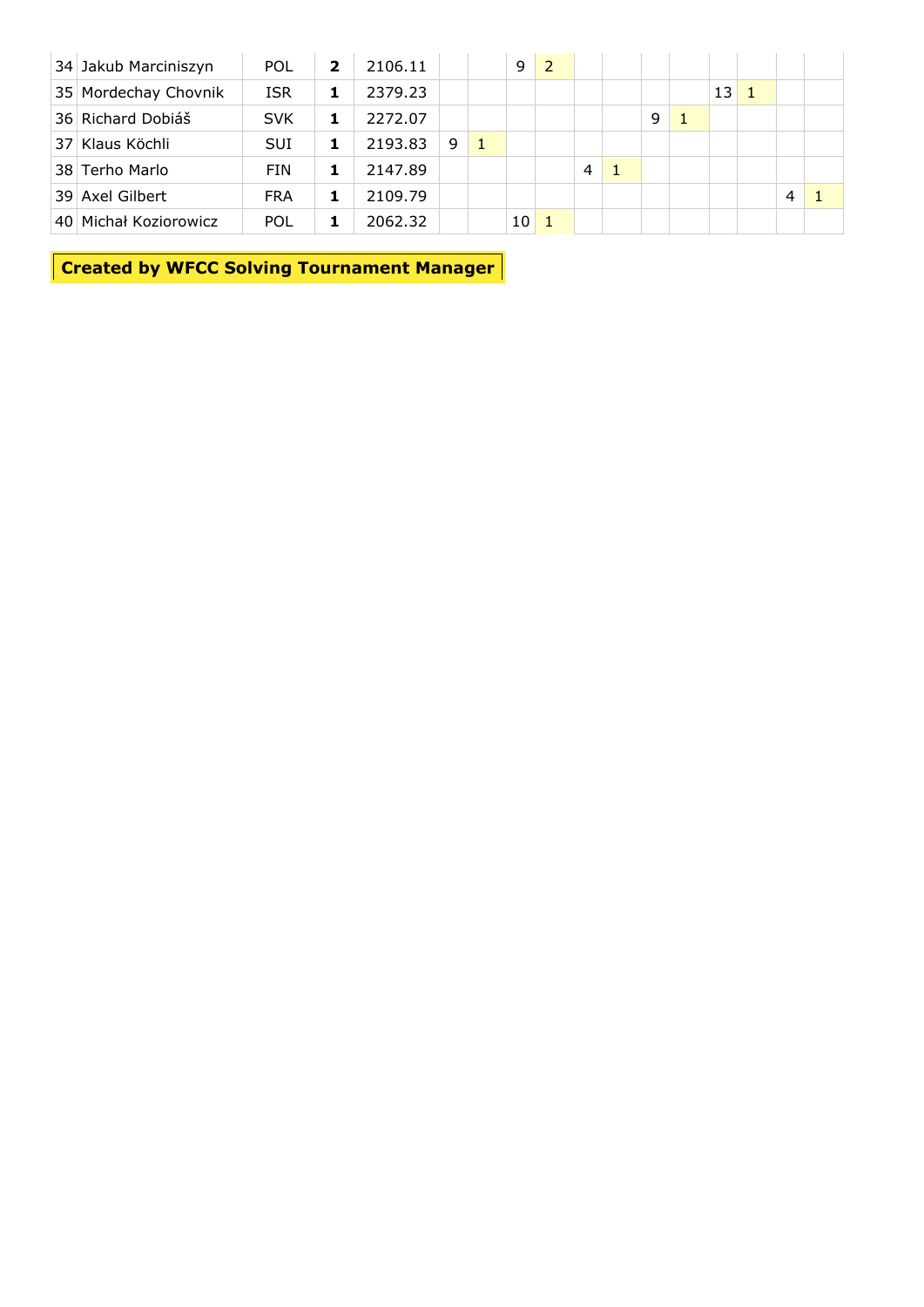| | | | | | | | | | | | | | | | | |
|---|---|---|---|---|---|---|---|---|---|---|---|---|---|---|---|---|
| 34 | Jakub Marciniszyn | POL | **2** | 2106.11 | | | 9 | 2 | | | | | | | | |
| 35 | Mordechay Chovnik | ISR | **1** | 2379.23 | | | | | | | | | 13 | 1 | | |
| 36 | Richard Dobiáš | SVK | **1** | 2272.07 | | | | | | | 9 | 1 | | | | |
| 37 | Klaus Köchli | SUI | **1** | 2193.83 | 9 | 1 | | | | | | | | | | |
| 38 | Terho Marlo | FIN | **1** | 2147.89 | | | | | 4 | 1 | | | | | | |
| 39 | Axel Gilbert | FRA | **1** | 2109.79 | | | | | | | | | | | 4 | 1 |
| 40 | Michał Koziorowicz | POL | **1** | 2062.32 | | | 10 | 1 | | | | | | | | |

**Created by WFCC Solving Tournament Manager**